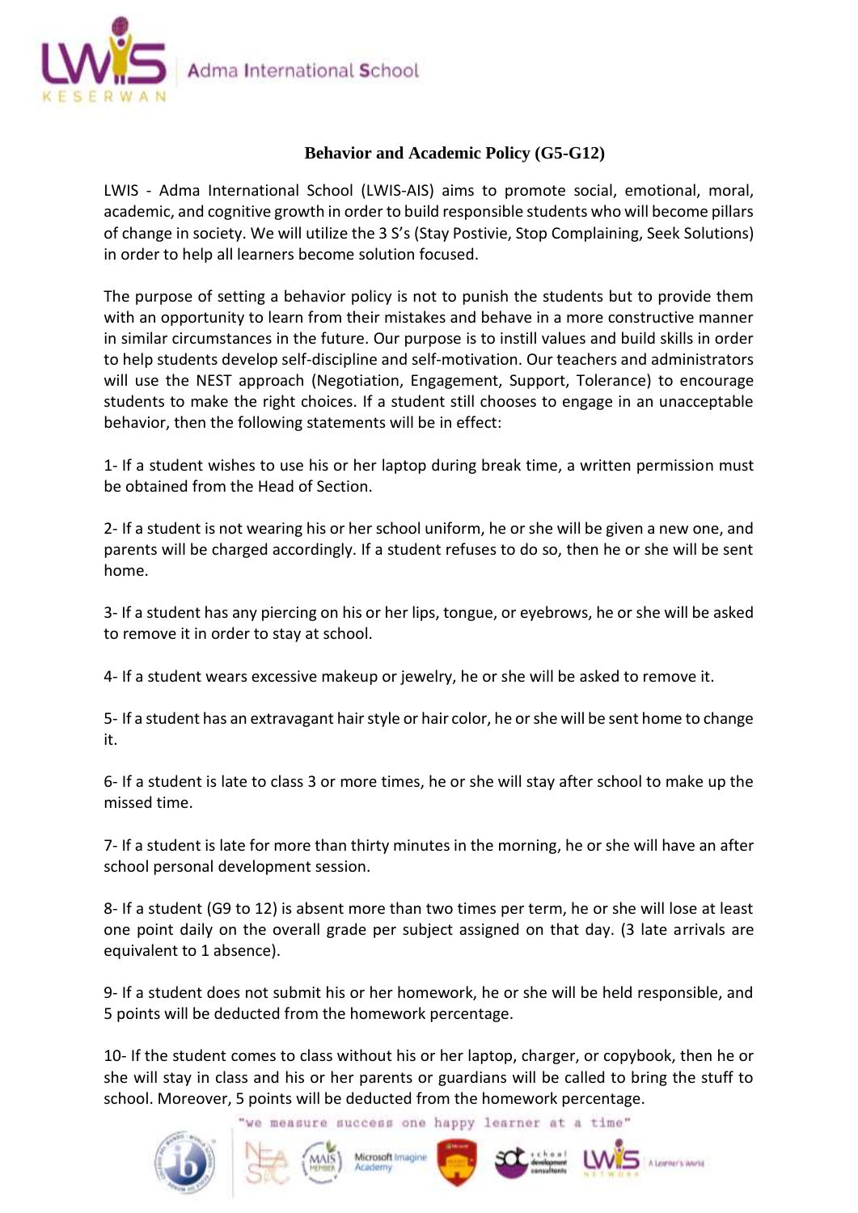# Behavior and Academic Policy (G5-G12)

LWIS - Adma International School (LWIS-AIS) aims to promote social, emotional, moral, academic, and cognitive growth in order to build responsible students who will become pillars of change in society. We will utilize the 3 S's (Stay Postivie, Stop Complaining, Seek Solutions) in order to help all learners become solution focused.

The purpose of setting a behavior policy is not to punish the students but to provide them with an opportunity to learn from their mistakes and behave in a more constructive manner in similar circumstances in the future. Our purpose is to instill values and build skills in order to help students develop self-discipline and self-motivation. Our teachers and administrators will use the NEST approach (Negotiation, Engagement, Support, Tolerance) to encourage students to make the right choices. If a student still chooses to engage in an unacceptable behavior, then the following statements will be in effect:

1- If a student wishes to use his or her laptop during break time, a written permission must be obtained from the Head of Section.

2- If a student is not wearing his or her school uniform, he or she will be given a new one, and parents will be charged accordingly. If a student refuses to do so, then he or she will be sent home.

3- If a student has any piercing on his or her lips, tongue, or eyebrows, he or she will be asked to remove it in order to stay at school.

4- If a student wears excessive makeup or jewelry, he or she will be asked to remove it.

5- If a student has an extravagant hair style or hair color, he or she will be sent home to change it.

6- If a student is late to class 3 or more times, he or she will stay after school to make up the missed time.

7- If a student is late for more than thirty minutes in the morning, he or she will have an after school personal development session.

8- If a student (G9 to 12) is absent more than two times per term, he or she will lose at least one point daily on the overall grade per subject assigned on that day. (3 late arrivals are equivalent to 1 absence).

9- If a student does not submit his or her homework, he or she will be held responsible, and 5 points will be deducted from the homework percentage.

10- If the student comes to class without his or her laptop, charger, or copybook, then he or she will stay in class and his or her parents or guardians will be called to bring the stuff to school. Moreover, 5 points will be deducted from the homework percentage.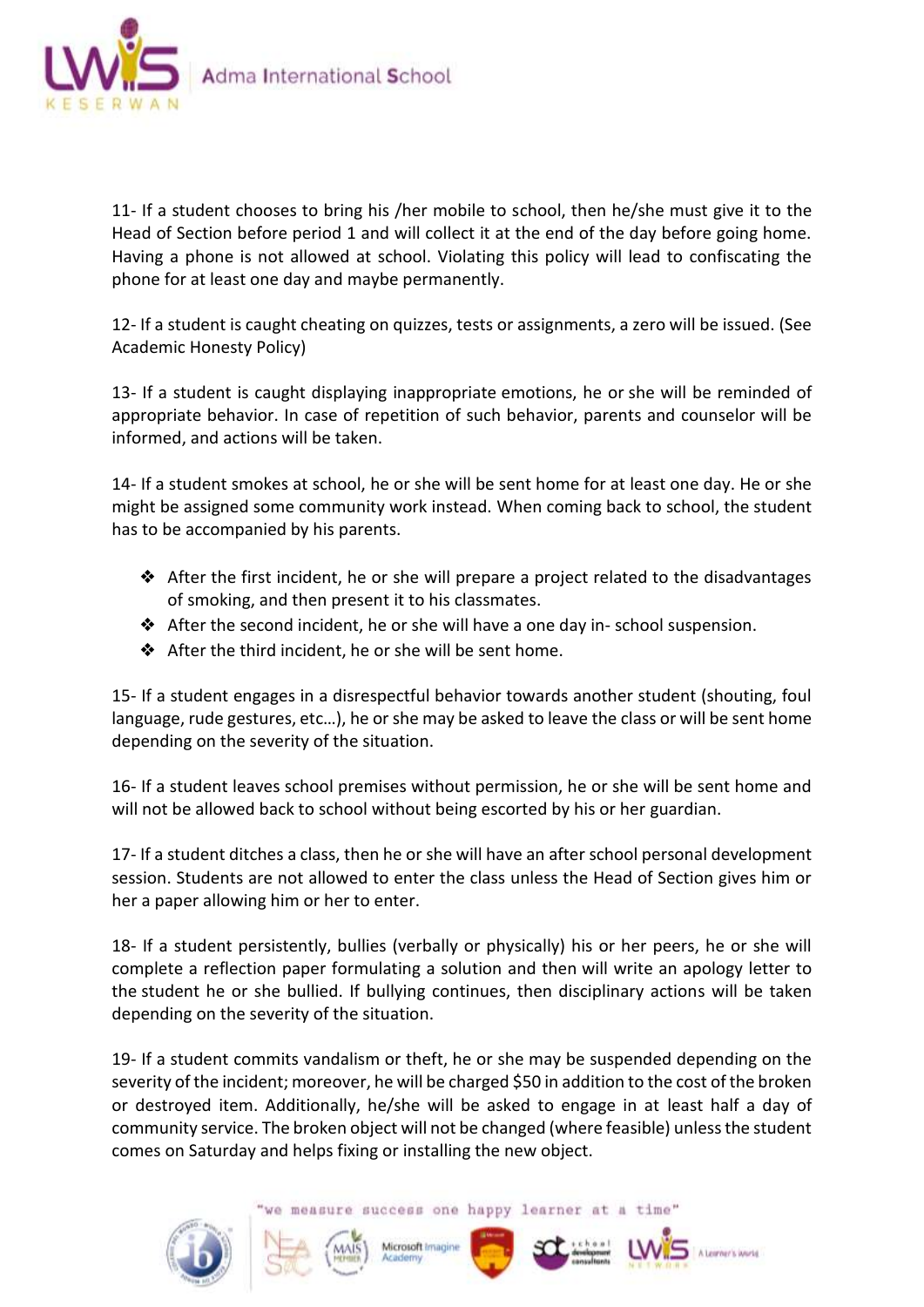11- If a student chooses to bring his /her mobile to school, then he/she must give it to the Head of Section before period 1 and will collect it at the end of the day before going home. Having a phone is not allowed at school. Violating this policy will lead to confiscating the phone for at least one day and maybe permanently.

12- If a student is caught cheating on quizzes, tests or assignments, a zero will be issued. (See Academic Honesty Policy)

13- If a student is caught displaying inappropriate emotions, he or she will be reminded of appropriate behavior. In case of repetition of such behavior, parents and counselor will be informed, and actions will be taken.

14- If a student smokes at school, he or she will be sent home for at least one day. He or she might be assigned some community work instead. When coming back to school, the student has to be accompanied by his parents.

- After the first incident, he or she will prepare a project related to the disadvantages of smoking, and then present it to his classmates.
- After the second incident, he or she will have a one day in- school suspension.
- After the third incident, he or she will be sent home.

15- If a student engages in a disrespectful behavior towards another student (shouting, foul language, rude gestures, etc…), he or she may be asked to leave the class or will be sent home depending on the severity of the situation.

16- If a student leaves school premises without permission, he or she will be sent home and will not be allowed back to school without being escorted by his or her guardian.

17- If a student ditches a class, then he or she will have an after school personal development session. Students are not allowed to enter the class unless the Head of Section gives him or her a paper allowing him or her to enter.

18- If a student persistently, bullies (verbally or physically) his or her peers, he or she will complete a reflection paper formulating a solution and then will write an apology letter to the student he or she bullied. If bullying continues, then disciplinary actions will be taken depending on the severity of the situation.

19- If a student commits vandalism or theft, he or she may be suspended depending on the severity of the incident; moreover, he will be charged $50 in addition to the cost of the broken or destroyed item. Additionally, he/she will be asked to engage in at least half a day of community service. The broken object will not be changed (where feasible) unless the student comes on Saturday and helps fixing or installing the new object.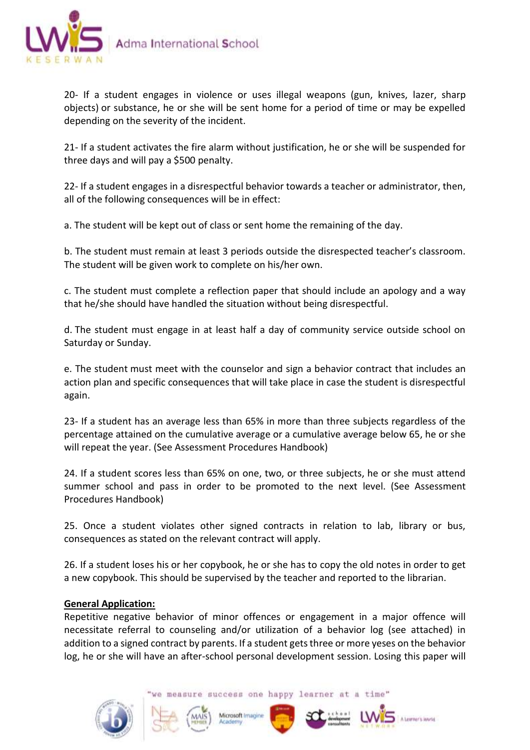20- If a student engages in violence or uses illegal weapons (gun, knives, lazer, sharp objects) or substance, he or she will be sent home for a period of time or may be expelled depending on the severity of the incident.

21- If a student activates the fire alarm without justification, he or she will be suspended for three days and will pay a $500 penalty.

22- If a student engages in a disrespectful behavior towards a teacher or administrator, then, all of the following consequences will be in effect:

a. The student will be kept out of class or sent home the remaining of the day.

b. The student must remain at least 3 periods outside the disrespected teacher's classroom. The student will be given work to complete on his/her own.

c. The student must complete a reflection paper that should include an apology and a way that he/she should have handled the situation without being disrespectful.

d. The student must engage in at least half a day of community service outside school on Saturday or Sunday.

e. The student must meet with the counselor and sign a behavior contract that includes an action plan and specific consequences that will take place in case the student is disrespectful again.

23- If a student has an average less than 65% in more than three subjects regardless of the percentage attained on the cumulative average or a cumulative average below 65, he or she will repeat the year. (See Assessment Procedures Handbook)

24. If a student scores less than 65% on one, two, or three subjects, he or she must attend summer school and pass in order to be promoted to the next level. (See Assessment Procedures Handbook)

25. Once a student violates other signed contracts in relation to lab, library or bus, consequences as stated on the relevant contract will apply.

26. If a student loses his or her copybook, he or she has to copy the old notes in order to get a new copybook. This should be supervised by the teacher and reported to the librarian.

**General Application:**

Repetitive negative behavior of minor offences or engagement in a major offence will necessitate referral to counseling and/or utilization of a behavior log (see attached) in addition to a signed contract by parents. If a student gets three or more yeses on the behavior log, he or she will have an after-school personal development session. Losing this paper will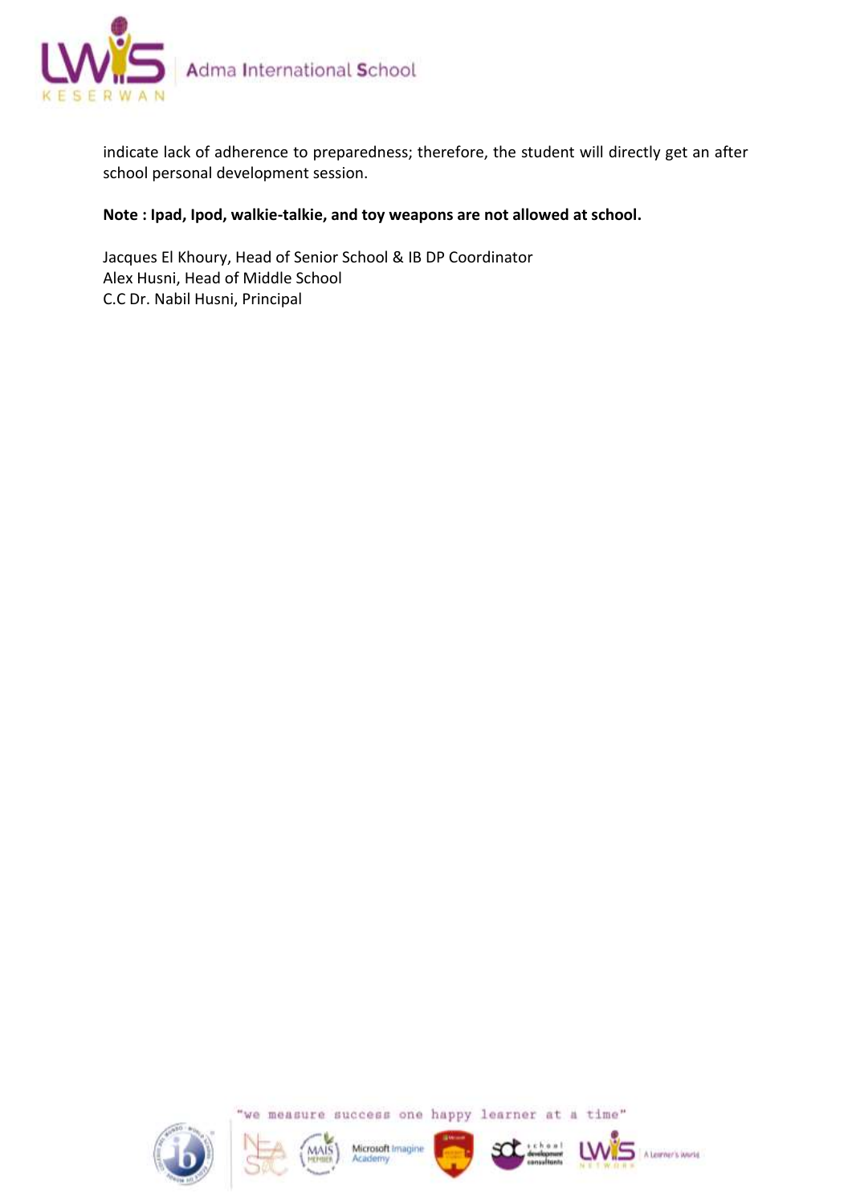indicate lack of adherence to preparedness; therefore, the student will directly get an after school personal development session.

**Note : Ipad, Ipod, walkie-talkie, and toy weapons are not allowed at school.**

Jacques El Khoury, Head of Senior School & IB DP Coordinator
Alex Husni, Head of Middle School
C.C Dr. Nabil Husni, Principal